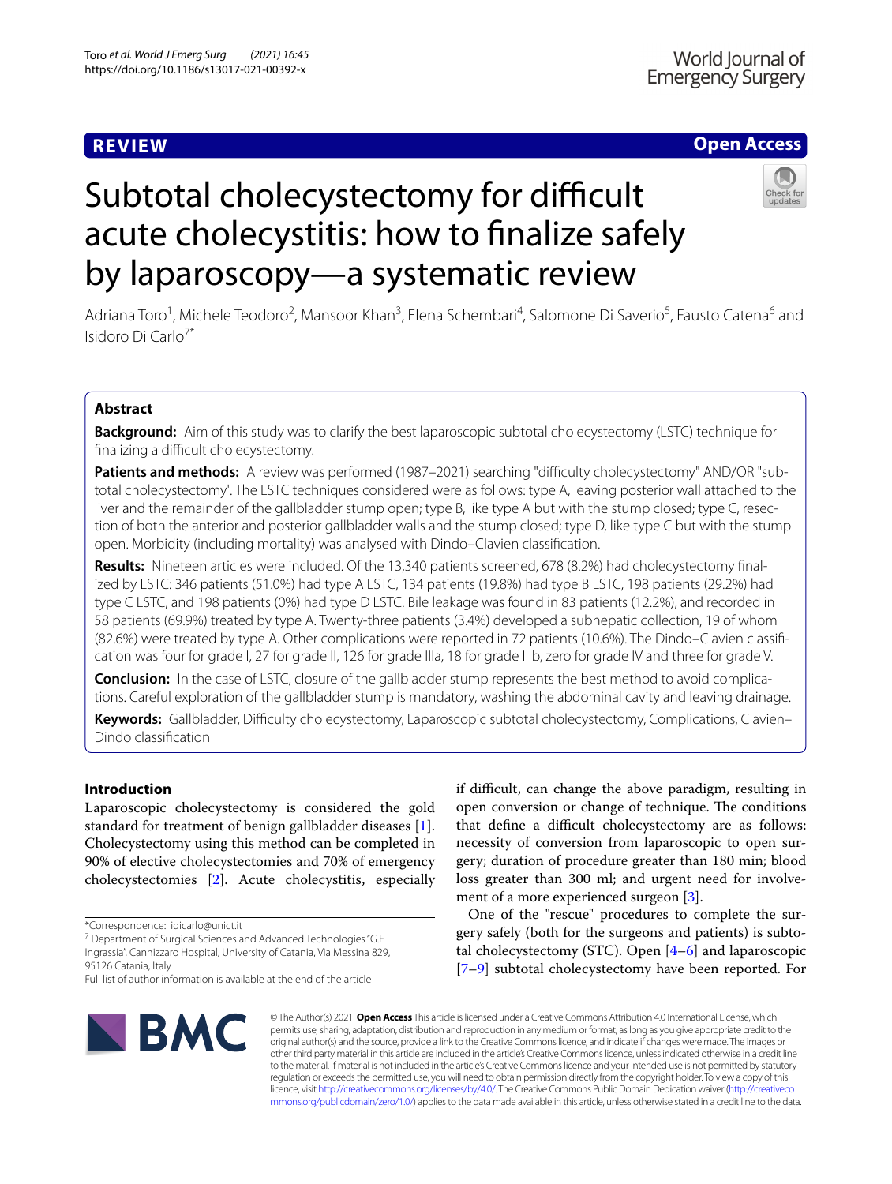REVIEW

Open Access

# Subtotal cholecystectomy for difficult acute cholecystitis: how to finalize safely by laparoscopy—a systematic review

Adriana Toro[1], Michele Teodoro[2], Mansoor Khan[3], Elena Schembari[4], Salomone Di Saverio[5], Fausto Catena[6] and Isidoro Di Carlo[7*]

## Abstract

**Background:** Aim of this study was to clarify the best laparoscopic subtotal cholecystectomy (LSTC) technique for finalizing a difficult cholecystectomy.

**Patients and methods:** A review was performed (1987–2021) searching "difficulty cholecystectomy" AND/OR "subtotal cholecystectomy". The LSTC techniques considered were as follows: type A, leaving posterior wall attached to the liver and the remainder of the gallbladder stump open; type B, like type A but with the stump closed; type C, resection of both the anterior and posterior gallbladder walls and the stump closed; type D, like type C but with the stump open. Morbidity (including mortality) was analysed with Dindo–Clavien classification.

**Results:** Nineteen articles were included. Of the 13,340 patients screened, 678 (8.2%) had cholecystectomy finalized by LSTC: 346 patients (51.0%) had type A LSTC, 134 patients (19.8%) had type B LSTC, 198 patients (29.2%) had type C LSTC, and 198 patients (0%) had type D LSTC. Bile leakage was found in 83 patients (12.2%), and recorded in 58 patients (69.9%) treated by type A. Twenty-three patients (3.4%) developed a subhepatic collection, 19 of whom (82.6%) were treated by type A. Other complications were reported in 72 patients (10.6%). The Dindo–Clavien classification was four for grade I, 27 for grade II, 126 for grade IIIa, 18 for grade IIIb, zero for grade IV and three for grade V.

**Conclusion:** In the case of LSTC, closure of the gallbladder stump represents the best method to avoid complications. Careful exploration of the gallbladder stump is mandatory, washing the abdominal cavity and leaving drainage.

**Keywords:** Gallbladder, Difficulty cholecystectomy, Laparoscopic subtotal cholecystectomy, Complications, Clavien–Dindo classification

## Introduction

Laparoscopic cholecystectomy is considered the gold standard for treatment of benign gallbladder diseases [1]. Cholecystectomy using this method can be completed in 90% of elective cholecystectomies and 70% of emergency cholecystectomies [2]. Acute cholecystitis, especially if difficult, can change the above paradigm, resulting in open conversion or change of technique. The conditions that define a difficult cholecystectomy are as follows: necessity of conversion from laparoscopic to open surgery; duration of procedure greater than 180 min; blood loss greater than 300 ml; and urgent need for involvement of a more experienced surgeon [3].

One of the "rescue" procedures to complete the surgery safely (both for the surgeons and patients) is subtotal cholecystectomy (STC). Open [4–6] and laparoscopic [7–9] subtotal cholecystectomy have been reported. For

*Correspondence: idicarlo@unict.it
[7] Department of Surgical Sciences and Advanced Technologies "G.F. Ingrassia", Cannizzaro Hospital, University of Catania, Via Messina 829, 95126 Catania, Italy
Full list of author information is available at the end of the article

© The Author(s) 2021. **Open Access** This article is licensed under a Creative Commons Attribution 4.0 International License, which permits use, sharing, adaptation, distribution and reproduction in any medium or format, as long as you give appropriate credit to the original author(s) and the source, provide a link to the Creative Commons licence, and indicate if changes were made. The images or other third party material in this article are included in the article's Creative Commons licence, unless indicated otherwise in a credit line to the material. If material is not included in the article's Creative Commons licence and your intended use is not permitted by statutory regulation or exceeds the permitted use, you will need to obtain permission directly from the copyright holder. To view a copy of this licence, visit http://creativecommons.org/licenses/by/4.0/. The Creative Commons Public Domain Dedication waiver (http://creativecommons.org/publicdomain/zero/1.0/) applies to the data made available in this article, unless otherwise stated in a credit line to the data.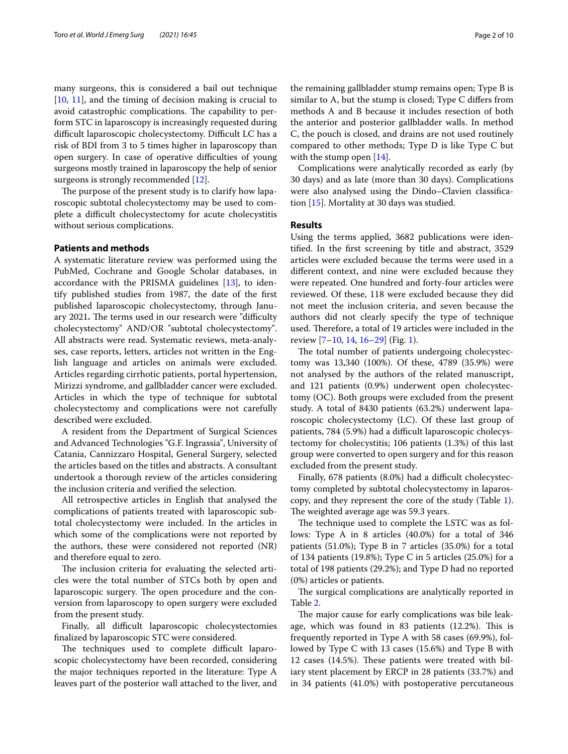many surgeons, this is considered a bail out technique [10, 11], and the timing of decision making is crucial to avoid catastrophic complications. The capability to perform STC in laparoscopy is increasingly requested during difficult laparoscopic cholecystectomy. Difficult LC has a risk of BDI from 3 to 5 times higher in laparoscopy than open surgery. In case of operative difficulties of young surgeons mostly trained in laparoscopy the help of senior surgeons is strongly recommended [12].

The purpose of the present study is to clarify how laparoscopic subtotal cholecystectomy may be used to complete a difficult cholecystectomy for acute cholecystitis without serious complications.

## Patients and methods

A systematic literature review was performed using the PubMed, Cochrane and Google Scholar databases, in accordance with the PRISMA guidelines [13], to identify published studies from 1987, the date of the first published laparoscopic cholecystectomy, through January 2021**.** The terms used in our research were "difficulty cholecystectomy" AND/OR "subtotal cholecystectomy". All abstracts were read. Systematic reviews, meta-analyses, case reports, letters, articles not written in the English language and articles on animals were excluded. Articles regarding cirrhotic patients, portal hypertension, Mirizzi syndrome, and gallbladder cancer were excluded. Articles in which the type of technique for subtotal cholecystectomy and complications were not carefully described were excluded.

A resident from the Department of Surgical Sciences and Advanced Technologies "G.F. Ingrassia", University of Catania, Cannizzaro Hospital, General Surgery, selected the articles based on the titles and abstracts. A consultant undertook a thorough review of the articles considering the inclusion criteria and verified the selection.

All retrospective articles in English that analysed the complications of patients treated with laparoscopic subtotal cholecystectomy were included. In the articles in which some of the complications were not reported by the authors, these were considered not reported (NR) and therefore equal to zero.

The inclusion criteria for evaluating the selected articles were the total number of STCs both by open and laparoscopic surgery. The open procedure and the conversion from laparoscopy to open surgery were excluded from the present study.

Finally, all difficult laparoscopic cholecystectomies finalized by laparoscopic STC were considered.

The techniques used to complete difficult laparoscopic cholecystectomy have been recorded, considering the major techniques reported in the literature: Type A leaves part of the posterior wall attached to the liver, and the remaining gallbladder stump remains open; Type B is similar to A, but the stump is closed; Type C differs from methods A and B because it includes resection of both the anterior and posterior gallbladder walls. In method C, the pouch is closed, and drains are not used routinely compared to other methods; Type D is like Type C but with the stump open [14].

Complications were analytically recorded as early (by 30 days) and as late (more than 30 days). Complications were also analysed using the Dindo–Clavien classification [15]. Mortality at 30 days was studied.

## Results

Using the terms applied, 3682 publications were identified. In the first screening by title and abstract, 3529 articles were excluded because the terms were used in a different context, and nine were excluded because they were repeated. One hundred and forty-four articles were reviewed. Of these, 118 were excluded because they did not meet the inclusion criteria, and seven because the authors did not clearly specify the type of technique used. Therefore, a total of 19 articles were included in the review [7–10, 14, 16–29] (Fig. 1).

The total number of patients undergoing cholecystectomy was 13,340 (100%). Of these, 4789 (35.9%) were not analysed by the authors of the related manuscript, and 121 patients (0.9%) underwent open cholecystectomy (OC). Both groups were excluded from the present study. A total of 8430 patients (63.2%) underwent laparoscopic cholecystectomy (LC). Of these last group of patients, 784 (5.9%) had a difficult laparoscopic cholecystectomy for cholecystitis; 106 patients (1.3%) of this last group were converted to open surgery and for this reason excluded from the present study.

Finally, 678 patients (8.0%) had a difficult cholecystectomy completed by subtotal cholecystectomy in laparoscopy, and they represent the core of the study (Table 1). The weighted average age was 59.3 years.

The technique used to complete the LSTC was as follows: Type A in 8 articles (40.0%) for a total of 346 patients (51.0%); Type B in 7 articles (35.0%) for a total of 134 patients (19.8%); Type C in 5 articles (25.0%) for a total of 198 patients (29.2%); and Type D had no reported (0%) articles or patients.

The surgical complications are analytically reported in Table 2.

The major cause for early complications was bile leakage, which was found in 83 patients (12.2%). This is frequently reported in Type A with 58 cases (69.9%), followed by Type C with 13 cases (15.6%) and Type B with 12 cases (14.5%). These patients were treated with biliary stent placement by ERCP in 28 patients (33.7%) and in 34 patients (41.0%) with postoperative percutaneous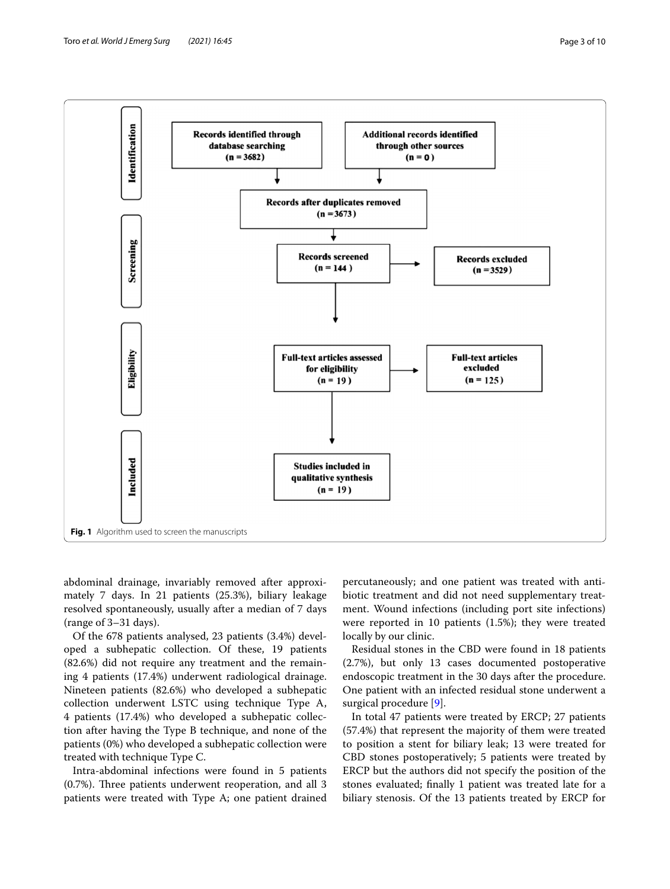Records identified through database searching (n = 3682)

Additional records identified through other sources (n = 0)

Records after duplicates removed (n =3673)

Records screened (n = 144)

Records excluded (n =3529)

Full-text articles assessed for eligibility (n = 19)

Full-text articles excluded (n = 125)

Studies included in qualitative synthesis (n = 19)

Identification · Screening · Eligibility · Included

**Fig. 1** Algorithm used to screen the manuscripts

abdominal drainage, invariably removed after approximately 7 days. In 21 patients (25.3%), biliary leakage resolved spontaneously, usually after a median of 7 days (range of 3–31 days).

Of the 678 patients analysed, 23 patients (3.4%) developed a subhepatic collection. Of these, 19 patients (82.6%) did not require any treatment and the remaining 4 patients (17.4%) underwent radiological drainage. Nineteen patients (82.6%) who developed a subhepatic collection underwent LSTC using technique Type A, 4 patients (17.4%) who developed a subhepatic collection after having the Type B technique, and none of the patients (0%) who developed a subhepatic collection were treated with technique Type C.

Intra-abdominal infections were found in 5 patients (0.7%). Three patients underwent reoperation, and all 3 patients were treated with Type A; one patient drained percutaneously; and one patient was treated with antibiotic treatment and did not need supplementary treatment. Wound infections (including port site infections) were reported in 10 patients (1.5%); they were treated locally by our clinic.

Residual stones in the CBD were found in 18 patients (2.7%), but only 13 cases documented postoperative endoscopic treatment in the 30 days after the procedure. One patient with an infected residual stone underwent a surgical procedure [9].

In total 47 patients were treated by ERCP; 27 patients (57.4%) that represent the majority of them were treated to position a stent for biliary leak; 13 were treated for CBD stones postoperatively; 5 patients were treated by ERCP but the authors did not specify the position of the stones evaluated; finally 1 patient was treated late for a biliary stenosis. Of the 13 patients treated by ERCP for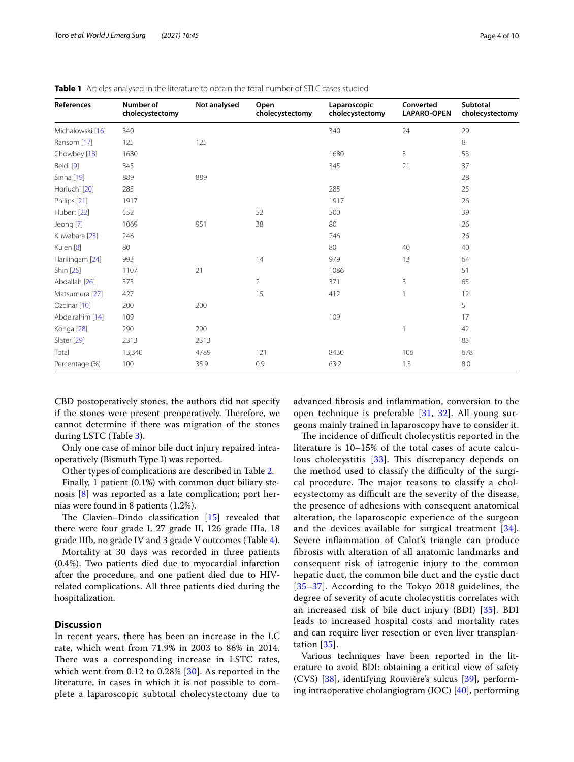**Table 1** Articles analysed in the literature to obtain the total number of STLC cases studied

| References | Number of cholecystectomy | Not analysed | Open cholecystectomy | Laparoscopic cholecystectomy | Converted LAPARO-OPEN | Subtotal cholecystectomy |
|---|---|---|---|---|---|---|
| Michalowski [16] | 340 | | | 340 | 24 | 29 |
| Ransom [17] | 125 | 125 | | | | 8 |
| Chowbey [18] | 1680 | | | 1680 | 3 | 53 |
| Beldi [9] | 345 | | | 345 | 21 | 37 |
| Sinha [19] | 889 | 889 | | | | 28 |
| Horiuchi [20] | 285 | | | 285 | | 25 |
| Philips [21] | 1917 | | | 1917 | | 26 |
| Hubert [22] | 552 | | 52 | 500 | | 39 |
| Jeong [7] | 1069 | 951 | 38 | 80 | | 26 |
| Kuwabara [23] | 246 | | | 246 | | 26 |
| Kulen [8] | 80 | | | 80 | 40 | 40 |
| Harilingam [24] | 993 | | 14 | 979 | 13 | 64 |
| Shin [25] | 1107 | 21 | | 1086 | | 51 |
| Abdallah [26] | 373 | | 2 | 371 | 3 | 65 |
| Matsumura [27] | 427 | | 15 | 412 | 1 | 12 |
| Ozcinar [10] | 200 | 200 | | | | 5 |
| Abdelrahim [14] | 109 | | | 109 | | 17 |
| Kohga [28] | 290 | 290 | | | 1 | 42 |
| Slater [29] | 2313 | 2313 | | | | 85 |
| Total | 13,340 | 4789 | 121 | 8430 | 106 | 678 |
| Percentage (%) | 100 | 35.9 | 0.9 | 63.2 | 1.3 | 8.0 |

CBD postoperatively stones, the authors did not specify if the stones were present preoperatively. Therefore, we cannot determine if there was migration of the stones during LSTC (Table 3).

Only one case of minor bile duct injury repaired intraoperatively (Bismuth Type I) was reported.

Other types of complications are described in Table 2.

Finally, 1 patient (0.1%) with common duct biliary stenosis [8] was reported as a late complication; port hernias were found in 8 patients (1.2%).

The Clavien–Dindo classification [15] revealed that there were four grade I, 27 grade II, 126 grade IIIa, 18 grade IIIb, no grade IV and 3 grade V outcomes (Table 4).

Mortality at 30 days was recorded in three patients (0.4%). Two patients died due to myocardial infarction after the procedure, and one patient died due to HIV-related complications. All three patients died during the hospitalization.

## Discussion

In recent years, there has been an increase in the LC rate, which went from 71.9% in 2003 to 86% in 2014. There was a corresponding increase in LSTC rates, which went from 0.12 to 0.28% [30]. As reported in the literature, in cases in which it is not possible to complete a laparoscopic subtotal cholecystectomy due to advanced fibrosis and inflammation, conversion to the open technique is preferable [31, 32]. All young surgeons mainly trained in laparoscopy have to consider it.

The incidence of difficult cholecystitis reported in the literature is 10–15% of the total cases of acute calculous cholecystitis [33]. This discrepancy depends on the method used to classify the difficulty of the surgical procedure. The major reasons to classify a cholecystectomy as difficult are the severity of the disease, the presence of adhesions with consequent anatomical alteration, the laparoscopic experience of the surgeon and the devices available for surgical treatment [34]. Severe inflammation of Calot's triangle can produce fibrosis with alteration of all anatomic landmarks and consequent risk of iatrogenic injury to the common hepatic duct, the common bile duct and the cystic duct [35–37]. According to the Tokyo 2018 guidelines, the degree of severity of acute cholecystitis correlates with an increased risk of bile duct injury (BDI) [35]. BDI leads to increased hospital costs and mortality rates and can require liver resection or even liver transplantation [35].

Various techniques have been reported in the literature to avoid BDI: obtaining a critical view of safety (CVS) [38], identifying Rouvière's sulcus [39], performing intraoperative cholangiogram (IOC) [40], performing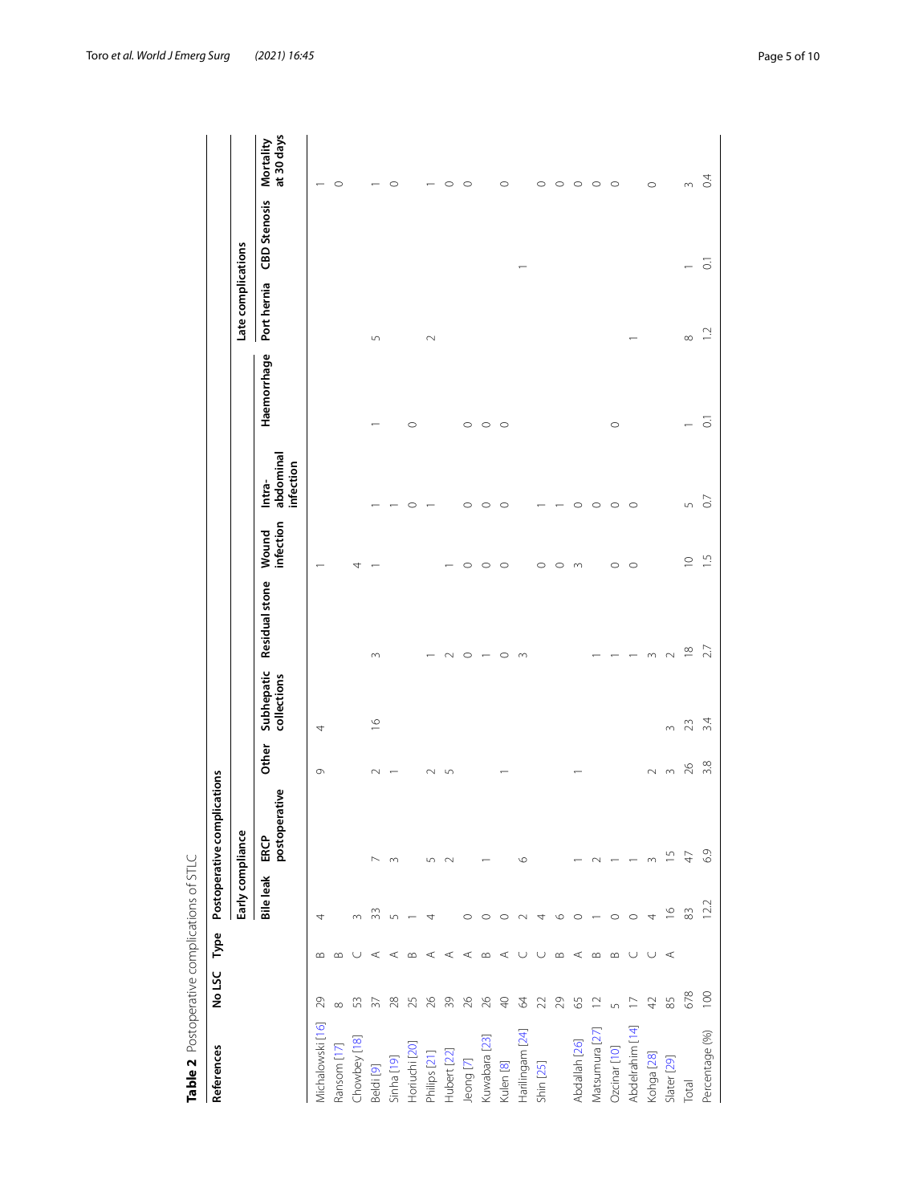**Table 2** Postoperative complications of STLC

| References | No LSC | Type | Postoperative complications | | | | | | | | Late complications | | |
|---|---|---|---|---|---|---|---|---|---|---|---|---|---|
| | | | Early compliance | | | | | | | | | | |
| | | | Bile leak | ERCP postoperative | Other | Subhepatic collections | Residual stone | Wound infection | Intra-abdominal infection | Haemorrhage | Port hernia | CBD Stenosis | Mortality at 30 days |
| Michalowski [16] | 29 | B | 4 | | 9 | 4 | | 1 | | | | | 1 |
| Ransom [17] | 8 | B | | | | | | | | | | | 0 |
| Chowbey [18] | 53 | C | 3 | | | | | 4 | | | | | |
| Beldi [9] | 37 | A | 33 | 7 | 2 | 16 | 3 | 1 | 1 | 1 | 5 | | 1 |
| Sinha [19] | 28 | A | 5 | 3 | 1 | | | | 1 | | | | 0 |
| Horiuchi [20] | 25 | B | 1 | | | | | | 0 | 0 | | | |
| Philips [21] | 26 | A | 4 | 5 | 2 | | 1 | | 1 | | 2 | | 1 |
| Hubert [22] | 39 | A | | 2 | 5 | | 2 | 1 | | | | | 0 |
| Jeong [7] | 26 | A | 0 | | | | 0 | 0 | 0 | 0 | | | 0 |
| Kuwabara [23] | 26 | B | 0 | 1 | | | 1 | 0 | 0 | 0 | | | |
| Kulen [8] | 40 | A | 0 | | 1 | | 0 | 0 | 0 | 0 | | | 0 |
| Harilingam [24] | 64 | C | 2 | 6 | | | 3 | | | | | 1 | |
| Shin [25] | 22 | C | 4 | | | | | 0 | 1 | | | | 0 |
| | 29 | B | 6 | | | | | 0 | 1 | | | | 0 |
| Abdallah [26] | 65 | A | 0 | 1 | 1 | | | 3 | 0 | | | | 0 |
| Matsumura [27] | 12 | B | 1 | 2 | | | 1 | | 0 | | | | 0 |
| Ozcinar [10] | 5 | B | 0 | 1 | | | 1 | 0 | 0 | 0 | | | 0 |
| Abdelrahim [14] | 17 | C | 0 | 1 | 2 | | 1 | 0 | 0 | | 1 | | |
| Kohga [28] | 42 | C | 4 | 3 | 3 | | 3 | | | | | | 0 |
| Slater [29] | 85 | A | 16 | 15 | | 3 | 2 | | | | | | |
| Total | 678 | | 83 | 47 | 26 | 23 | 18 | 10 | 5 | 1 | 8 | 1 | 3 |
| Percentage (%) | 100 | | 12.2 | 6.9 | 3.8 | 3.4 | 2.7 | 1.5 | 0.7 | 0.1 | 1.2 | 0.1 | 0.4 |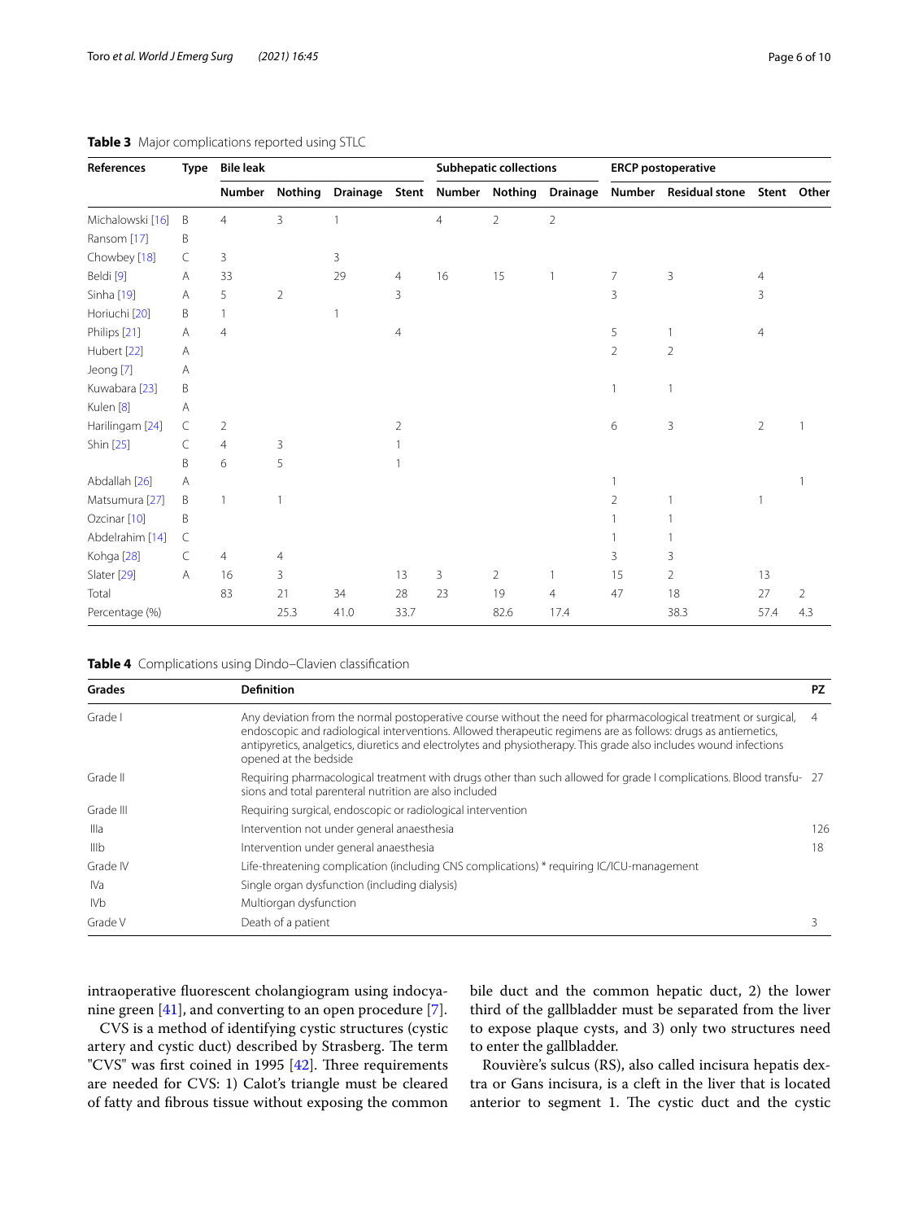**Table 3** Major complications reported using STLC

| References | Type | Bile leak | | | | Subhepatic collections | | | ERCP postoperative | | | |
|---|---|---|---|---|---|---|---|---|---|---|---|---|
| | | Number | Nothing | Drainage | Stent | Number | Nothing | Drainage | Number | Residual stone | Stent | Other |
| Michalowski [16] | B | 4 | 3 | 1 | | 4 | 2 | 2 | | | | |
| Ransom [17] | B | | | | | | | | | | | |
| Chowbey [18] | C | 3 | | 3 | | | | | | | | |
| Beldi [9] | A | 33 | | 29 | 4 | 16 | 15 | 1 | 7 | 3 | 4 | |
| Sinha [19] | A | 5 | 2 | | 3 | | | | 3 | | 3 | |
| Horiuchi [20] | B | 1 | | 1 | | | | | | | | |
| Philips [21] | A | 4 | | | 4 | | | | 5 | 1 | 4 | |
| Hubert [22] | A | | | | | | | | 2 | 2 | | |
| Jeong [7] | A | | | | | | | | | | | |
| Kuwabara [23] | B | | | | | | | | 1 | 1 | | |
| Kulen [8] | A | | | | | | | | | | | |
| Harilingam [24] | C | 2 | | | 2 | | | | 6 | 3 | 2 | 1 |
| Shin [25] | C | 4 | 3 | | 1 | | | | | | | |
| | B | 6 | 5 | | 1 | | | | | | | |
| Abdallah [26] | A | | | | | | | | 1 | | | 1 |
| Matsumura [27] | B | 1 | 1 | | | | | | 2 | 1 | 1 | |
| Ozcinar [10] | B | | | | | | | | 1 | 1 | | |
| Abdelrahim [14] | C | | | | | | | | 1 | 1 | | |
| Kohga [28] | C | 4 | 4 | | | | | | 3 | 3 | | |
| Slater [29] | A | 16 | 3 | | 13 | 3 | 2 | 1 | 15 | 2 | 13 | |
| Total | | 83 | 21 | 34 | 28 | 23 | 19 | 4 | 47 | 18 | 27 | 2 |
| Percentage (%) | | | 25.3 | 41.0 | 33.7 | | 82.6 | 17.4 | | 38.3 | 57.4 | 4.3 |

**Table 4** Complications using Dindo–Clavien classification

| Grades | Definition | PZ |
|---|---|---|
| Grade I | Any deviation from the normal postoperative course without the need for pharmacological treatment or surgical, endoscopic and radiological interventions. Allowed therapeutic regimens are as follows: drugs as antiemetics, antipyretics, analgetics, diuretics and electrolytes and physiotherapy. This grade also includes wound infections opened at the bedside | 4 |
| Grade II | Requiring pharmacological treatment with drugs other than such allowed for grade I complications. Blood transfusions and total parenteral nutrition are also included | 27 |
| Grade III | Requiring surgical, endoscopic or radiological intervention | |
| IIIa | Intervention not under general anaesthesia | 126 |
| IIIb | Intervention under general anaesthesia | 18 |
| Grade IV | Life-threatening complication (including CNS complications) * requiring IC/ICU-management | |
| IVa | Single organ dysfunction (including dialysis) | |
| IVb | Multiorgan dysfunction | |
| Grade V | Death of a patient | 3 |

intraoperative fluorescent cholangiogram using indocyanine green [41], and converting to an open procedure [7].

CVS is a method of identifying cystic structures (cystic artery and cystic duct) described by Strasberg. The term "CVS" was first coined in 1995 [42]. Three requirements are needed for CVS: 1) Calot's triangle must be cleared of fatty and fibrous tissue without exposing the common bile duct and the common hepatic duct, 2) the lower third of the gallbladder must be separated from the liver to expose plaque cysts, and 3) only two structures need to enter the gallbladder.

Rouvière's sulcus (RS), also called incisura hepatis dextra or Gans incisura, is a cleft in the liver that is located anterior to segment 1. The cystic duct and the cystic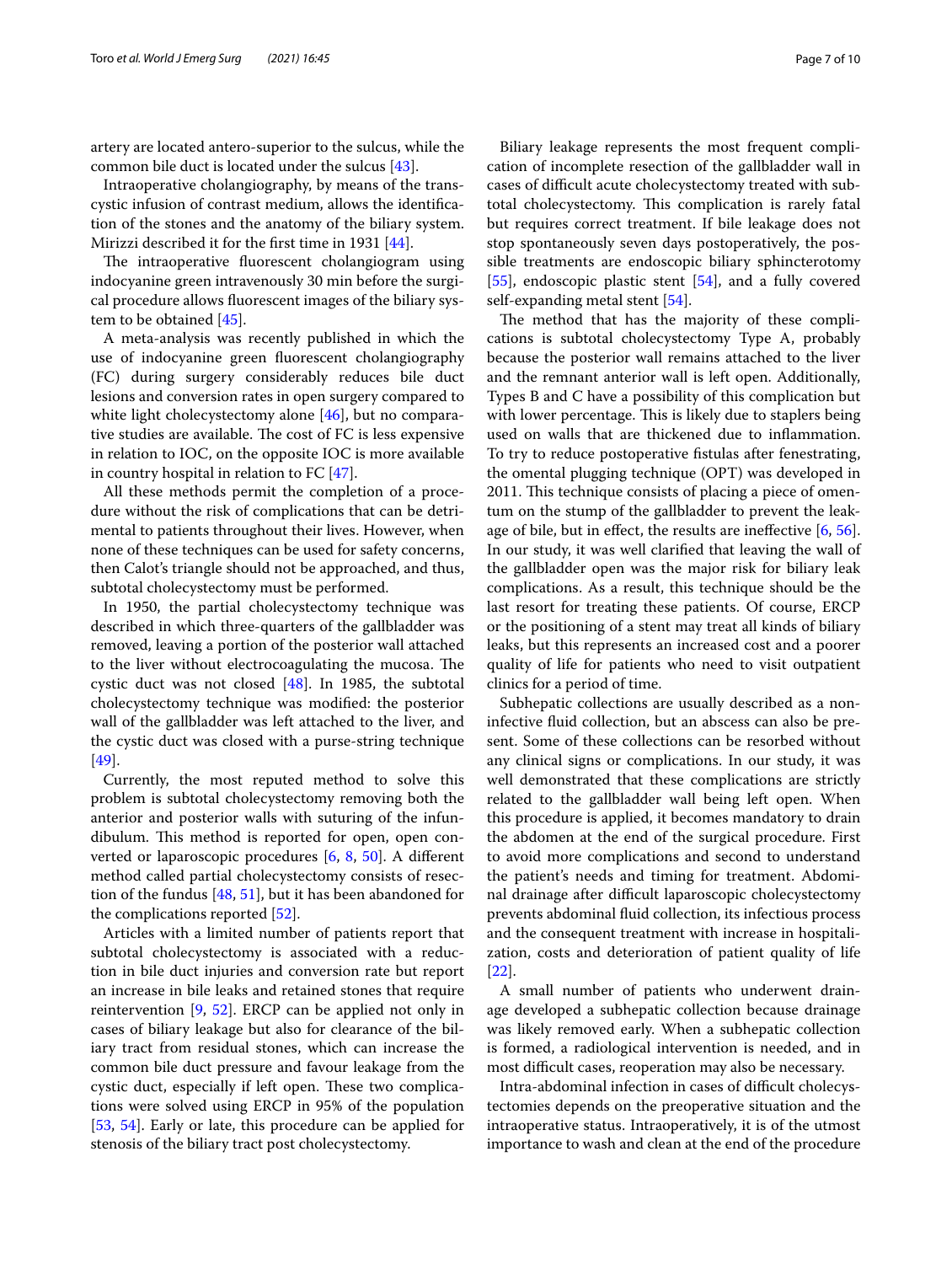artery are located antero-superior to the sulcus, while the common bile duct is located under the sulcus [43].

Intraoperative cholangiography, by means of the transcystic infusion of contrast medium, allows the identification of the stones and the anatomy of the biliary system. Mirizzi described it for the first time in 1931 [44].

The intraoperative fluorescent cholangiogram using indocyanine green intravenously 30 min before the surgical procedure allows fluorescent images of the biliary system to be obtained [45].

A meta-analysis was recently published in which the use of indocyanine green fluorescent cholangiography (FC) during surgery considerably reduces bile duct lesions and conversion rates in open surgery compared to white light cholecystectomy alone [46], but no comparative studies are available. The cost of FC is less expensive in relation to IOC, on the opposite IOC is more available in country hospital in relation to FC [47].

All these methods permit the completion of a procedure without the risk of complications that can be detrimental to patients throughout their lives. However, when none of these techniques can be used for safety concerns, then Calot's triangle should not be approached, and thus, subtotal cholecystectomy must be performed.

In 1950, the partial cholecystectomy technique was described in which three-quarters of the gallbladder was removed, leaving a portion of the posterior wall attached to the liver without electrocoagulating the mucosa. The cystic duct was not closed [48]. In 1985, the subtotal cholecystectomy technique was modified: the posterior wall of the gallbladder was left attached to the liver, and the cystic duct was closed with a purse-string technique [49].

Currently, the most reputed method to solve this problem is subtotal cholecystectomy removing both the anterior and posterior walls with suturing of the infundibulum. This method is reported for open, open converted or laparoscopic procedures [6, 8, 50]. A different method called partial cholecystectomy consists of resection of the fundus [48, 51], but it has been abandoned for the complications reported [52].

Articles with a limited number of patients report that subtotal cholecystectomy is associated with a reduction in bile duct injuries and conversion rate but report an increase in bile leaks and retained stones that require reintervention [9, 52]. ERCP can be applied not only in cases of biliary leakage but also for clearance of the biliary tract from residual stones, which can increase the common bile duct pressure and favour leakage from the cystic duct, especially if left open. These two complications were solved using ERCP in 95% of the population [53, 54]. Early or late, this procedure can be applied for stenosis of the biliary tract post cholecystectomy.

Biliary leakage represents the most frequent complication of incomplete resection of the gallbladder wall in cases of difficult acute cholecystectomy treated with subtotal cholecystectomy. This complication is rarely fatal but requires correct treatment. If bile leakage does not stop spontaneously seven days postoperatively, the possible treatments are endoscopic biliary sphincterotomy [55], endoscopic plastic stent [54], and a fully covered self-expanding metal stent [54].

The method that has the majority of these complications is subtotal cholecystectomy Type A, probably because the posterior wall remains attached to the liver and the remnant anterior wall is left open. Additionally, Types B and C have a possibility of this complication but with lower percentage. This is likely due to staplers being used on walls that are thickened due to inflammation. To try to reduce postoperative fistulas after fenestrating, the omental plugging technique (OPT) was developed in 2011. This technique consists of placing a piece of omentum on the stump of the gallbladder to prevent the leakage of bile, but in effect, the results are ineffective [6, 56]. In our study, it was well clarified that leaving the wall of the gallbladder open was the major risk for biliary leak complications. As a result, this technique should be the last resort for treating these patients. Of course, ERCP or the positioning of a stent may treat all kinds of biliary leaks, but this represents an increased cost and a poorer quality of life for patients who need to visit outpatient clinics for a period of time.

Subhepatic collections are usually described as a non-infective fluid collection, but an abscess can also be present. Some of these collections can be resorbed without any clinical signs or complications. In our study, it was well demonstrated that these complications are strictly related to the gallbladder wall being left open. When this procedure is applied, it becomes mandatory to drain the abdomen at the end of the surgical procedure. First to avoid more complications and second to understand the patient's needs and timing for treatment. Abdominal drainage after difficult laparoscopic cholecystectomy prevents abdominal fluid collection, its infectious process and the consequent treatment with increase in hospitalization, costs and deterioration of patient quality of life [22].

A small number of patients who underwent drainage developed a subhepatic collection because drainage was likely removed early. When a subhepatic collection is formed, a radiological intervention is needed, and in most difficult cases, reoperation may also be necessary.

Intra-abdominal infection in cases of difficult cholecystectomies depends on the preoperative situation and the intraoperative status. Intraoperatively, it is of the utmost importance to wash and clean at the end of the procedure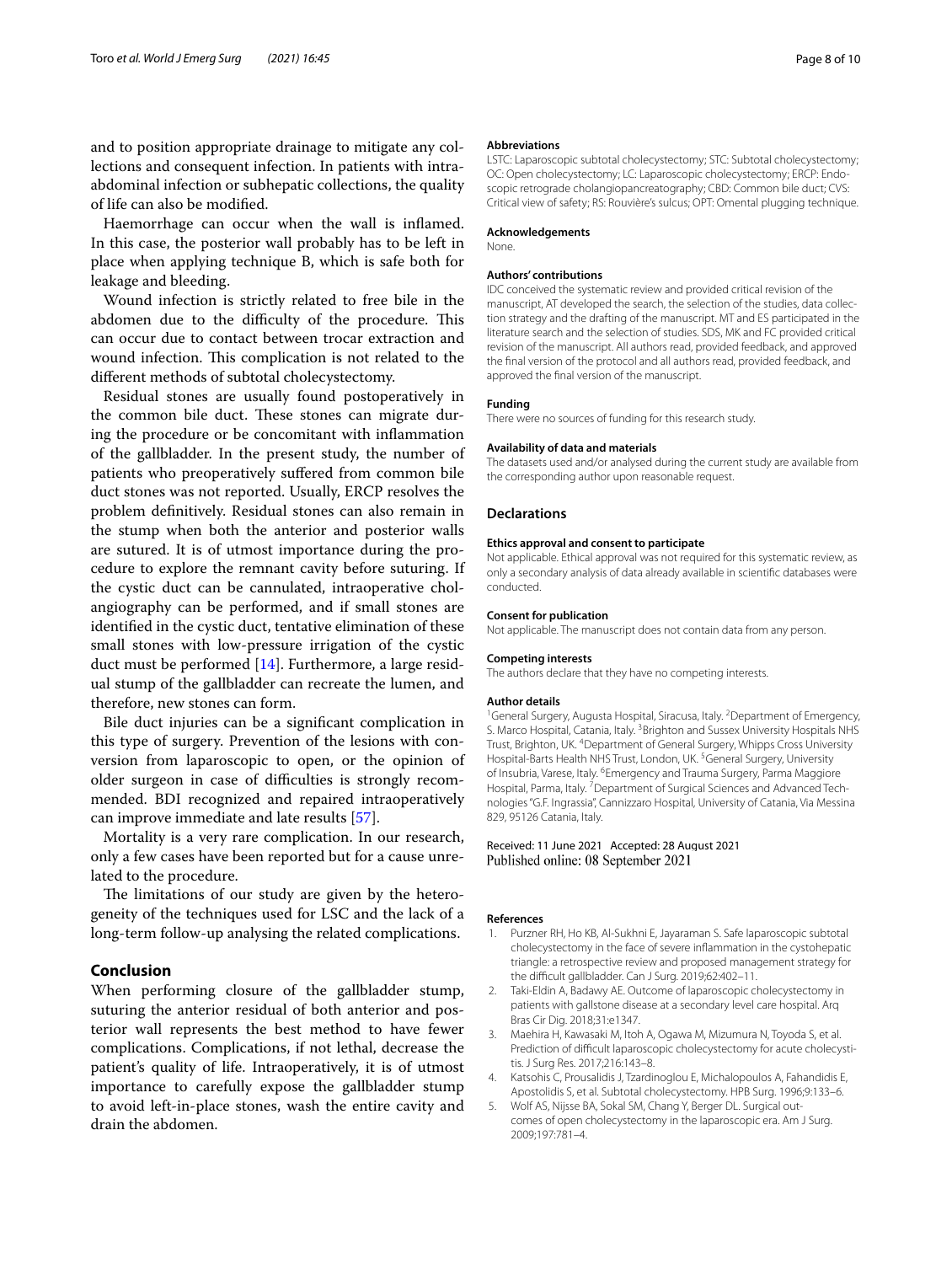and to position appropriate drainage to mitigate any collections and consequent infection. In patients with intra-abdominal infection or subhepatic collections, the quality of life can also be modified.

Haemorrhage can occur when the wall is inflamed. In this case, the posterior wall probably has to be left in place when applying technique B, which is safe both for leakage and bleeding.

Wound infection is strictly related to free bile in the abdomen due to the difficulty of the procedure. This can occur due to contact between trocar extraction and wound infection. This complication is not related to the different methods of subtotal cholecystectomy.

Residual stones are usually found postoperatively in the common bile duct. These stones can migrate during the procedure or be concomitant with inflammation of the gallbladder. In the present study, the number of patients who preoperatively suffered from common bile duct stones was not reported. Usually, ERCP resolves the problem definitively. Residual stones can also remain in the stump when both the anterior and posterior walls are sutured. It is of utmost importance during the procedure to explore the remnant cavity before suturing. If the cystic duct can be cannulated, intraoperative cholangiography can be performed, and if small stones are identified in the cystic duct, tentative elimination of these small stones with low-pressure irrigation of the cystic duct must be performed [14]. Furthermore, a large residual stump of the gallbladder can recreate the lumen, and therefore, new stones can form.

Bile duct injuries can be a significant complication in this type of surgery. Prevention of the lesions with conversion from laparoscopic to open, or the opinion of older surgeon in case of difficulties is strongly recommended. BDI recognized and repaired intraoperatively can improve immediate and late results [57].

Mortality is a very rare complication. In our research, only a few cases have been reported but for a cause unrelated to the procedure.

The limitations of our study are given by the heterogeneity of the techniques used for LSC and the lack of a long-term follow-up analysing the related complications.

## Conclusion

When performing closure of the gallbladder stump, suturing the anterior residual of both anterior and posterior wall represents the best method to have fewer complications. Complications, if not lethal, decrease the patient's quality of life. Intraoperatively, it is of utmost importance to carefully expose the gallbladder stump to avoid left-in-place stones, wash the entire cavity and drain the abdomen.

#### Abbreviations

LSTC: Laparoscopic subtotal cholecystectomy; STC: Subtotal cholecystectomy; OC: Open cholecystectomy; LC: Laparoscopic cholecystectomy; ERCP: Endoscopic retrograde cholangiopancreatography; CBD: Common bile duct; CVS: Critical view of safety; RS: Rouvière's sulcus; OPT: Omental plugging technique.

#### Acknowledgements

None.

#### Authors' contributions

IDC conceived the systematic review and provided critical revision of the manuscript, AT developed the search, the selection of the studies, data collection strategy and the drafting of the manuscript. MT and ES participated in the literature search and the selection of studies. SDS, MK and FC provided critical revision of the manuscript. All authors read, provided feedback, and approved the final version of the protocol and all authors read, provided feedback, and approved the final version of the manuscript.

#### Funding

There were no sources of funding for this research study.

#### Availability of data and materials

The datasets used and/or analysed during the current study are available from the corresponding author upon reasonable request.

### Declarations

#### Ethics approval and consent to participate

Not applicable. Ethical approval was not required for this systematic review, as only a secondary analysis of data already available in scientific databases were conducted.

#### Consent for publication

Not applicable. The manuscript does not contain data from any person.

#### Competing interests

The authors declare that they have no competing interests.

#### Author details

[1]General Surgery, Augusta Hospital, Siracusa, Italy. [2]Department of Emergency, S. Marco Hospital, Catania, Italy. [3]Brighton and Sussex University Hospitals NHS Trust, Brighton, UK. [4]Department of General Surgery, Whipps Cross University Hospital-Barts Health NHS Trust, London, UK. [5]General Surgery, University of Insubria, Varese, Italy. [6]Emergency and Trauma Surgery, Parma Maggiore Hospital, Parma, Italy. [7]Department of Surgical Sciences and Advanced Technologies "G.F. Ingrassia", Cannizzaro Hospital, University of Catania, Via Messina 829, 95126 Catania, Italy.

Received: 11 June 2021 Accepted: 28 August 2021
Published online: 08 September 2021

#### References

1. Purzner RH, Ho KB, Al-Sukhni E, Jayaraman S. Safe laparoscopic subtotal cholecystectomy in the face of severe inflammation in the cystohepatic triangle: a retrospective review and proposed management strategy for the difficult gallbladder. Can J Surg. 2019;62:402–11.
2. Taki-Eldin A, Badawy AE. Outcome of laparoscopic cholecystectomy in patients with gallstone disease at a secondary level care hospital. Arq Bras Cir Dig. 2018;31:e1347.
3. Maehira H, Kawasaki M, Itoh A, Ogawa M, Mizumura N, Toyoda S, et al. Prediction of difficult laparoscopic cholecystectomy for acute cholecystitis. J Surg Res. 2017;216:143–8.
4. Katsohis C, Prousalidis J, Tzardinoglou E, Michalopoulos A, Fahandidis E, Apostolidis S, et al. Subtotal cholecystectomy. HPB Surg. 1996;9:133–6.
5. Wolf AS, Nijsse BA, Sokal SM, Chang Y, Berger DL. Surgical outcomes of open cholecystectomy in the laparoscopic era. Am J Surg. 2009;197:781–4.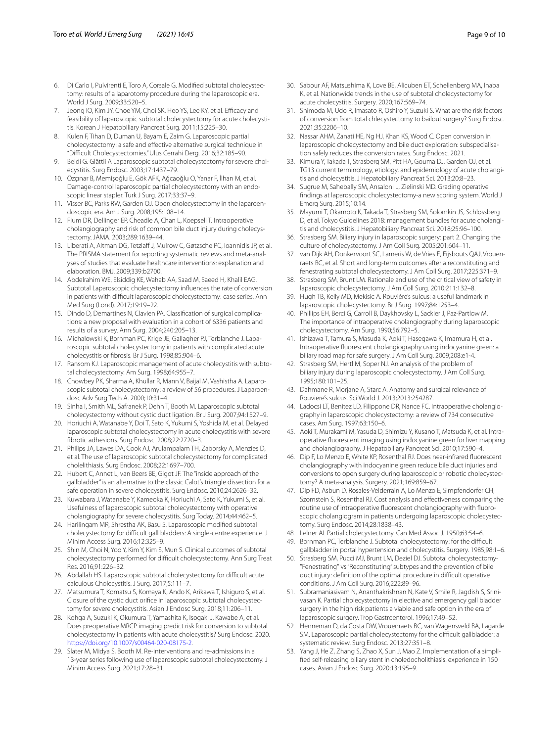6. Di Carlo I, Pulvirenti E, Toro A, Corsale G. Modified subtotal cholecystectomy: results of a laparotomy procedure during the laparoscopic era. World J Surg. 2009;33:520–5.
7. Jeong IO, Kim JY, Choe YM, Choi SK, Heo YS, Lee KY, et al. Efficacy and feasibility of laparoscopic subtotal cholecystectomy for acute cholecystitis. Korean J Hepatobiliary Pancreat Surg. 2011;15:225–30.
8. Kulen F, Tihan D, Duman U, Bayam E, Zaim G. Laparoscopic partial cholecystectomy: a safe and effective alternative surgical technique in "Difficult Cholecystectomies." Ulus Cerrahi Derg. 2016;32:185–90.
9. Beldi G. Glättli A Laparoscopic subtotal cholecystectomy for severe cholecystitis. Surg Endosc. 2003;17:1437–79.
10. Özçınar B, Memişoğlu E, Gök AFK, Ağcaoğlu O, Yanar F, İlhan M, et al. Damage-control laparoscopic partial cholecystectomy with an endoscopic linear stapler. Turk J Surg. 2017;33:37–9.
11. Visser BC, Parks RW, Garden OJ. Open cholecystectomy in the laparoendoscopic era. Am J Surg. 2008;195:108–14.
12. Flum DR, Dellinger EP, Cheadle A, Chan L, Koepsell T. Intraoperative cholangiography and risk of common bile duct injury during cholecystectomy. JAMA. 2003;289:1639–44.
13. Liberati A, Altman DG, Tetzlaff J, Mulrow C, Gøtzsche PC, Ioannidis JP, et al. The PRISMA statement for reporting systematic reviews and meta-analyses of studies that evaluate healthcare interventions: explanation and elaboration. BMJ. 2009;339:b2700.
14. Abdelrahim WE, Elsiddig KE, Wahab AA, Saad M, Saeed H, Khalil EAG. Subtotal Laparoscopic cholecystectomy influences the rate of conversion in patients with difficult laparoscopic cholecystectomy: case series. Ann Med Surg (Lond). 2017;19:19–22.
15. Dindo D, Demartines N, Clavien PA. Classification of surgical complications: a new proposal with evaluation in a cohort of 6336 patients and results of a survey. Ann Surg. 2004;240:205–13.
16. Michalowski K, Bornman PC, Krige JE, Gallagher PJ, Terblanche J. Laparoscopic subtotal cholecystectomy in patients with complicated acute cholecystitis or fibrosis. Br J Surg. 1998;85:904–6.
17. Ransom KJ. Laparoscopic management of acute cholecystitis with subtotal cholecystectomy. Am Surg. 1998;64:955–7.
18. Chowbey PK, Sharma A, Khullar R, Mann V, Baijal M, Vashistha A. Laparoscopic subtotal cholecystectomy: a review of 56 procedures. J Laparoendosc Adv Surg Tech A. 2000;10:31–4.
19. Sinha I, Smith ML, Safranek P, Dehn T, Booth M. Laparoscopic subtotal cholecystectomy without cystic duct ligation. Br J Surg. 2007;94:1527–9.
20. Horiuchi A, Watanabe Y, Doi T, Sato K, Yukumi S, Yoshida M, et al. Delayed laparoscopic subtotal cholecystectomy in acute cholecystitis with severe fibrotic adhesions. Surg Endosc. 2008;22:2720–3.
21. Philips JA, Lawes DA, Cook AJ, Arulampalam TH, Zaborsky A, Menzies D, et al. The use of laparoscopic subtotal cholecystectomy for complicated cholelithiasis. Surg Endosc. 2008;22:1697–700.
22. Hubert C, Annet L, van Beers BE, Gigot JF. The "inside approach of the gallbladder" is an alternative to the classic Calot's triangle dissection for a safe operation in severe cholecystitis. Surg Endosc. 2010;24:2626–32.
23. Kuwabara J, Watanabe Y, Kameoka K, Horiuchi A, Sato K, Yukumi S, et al. Usefulness of laparoscopic subtotal cholecystectomy with operative cholangiography for severe cholecystitis. Surg Today. 2014;44:462–5.
24. Harilingam MR, Shrestha AK, Basu S. Laparoscopic modified subtotal cholecystectomy for difficult gall bladders: A single-centre experience. J Minim Access Surg. 2016;12:325–9.
25. Shin M, Choi N, Yoo Y, Kim Y, Kim S, Mun S. Clinical outcomes of subtotal cholecystectomy performed for difficult cholecystectomy. Ann Surg Treat Res. 2016;91:226–32.
26. Abdallah HS. Laparoscopic subtotal cholecystectomy for difficult acute calculous Cholecystitis. J Surg. 2017;5:111–7.
27. Matsumura T, Komatsu S, Komaya K, Ando K, Arikawa T, Ishiguro S, et al. Closure of the cystic duct orifice in laparoscopic subtotal cholecystectomy for severe cholecystitis. Asian J Endosc Surg. 2018;11:206–11.
28. Kohga A, Suzuki K, Okumura T, Yamashita K, Isogaki J, Kawabe A, et al. Does preoperative MRCP imaging predict risk for conversion to subtotal cholecystectomy in patients with acute cholecystitis? Surg Endosc. 2020. https://doi.org/10.1007/s00464-020-08175-2.
29. Slater M, Midya S, Booth M. Re-interventions and re-admissions in a 13-year series following use of laparoscopic subtotal cholecystectomy. J Minim Access Surg. 2021;17:28–31.
30. Sabour AF, Matsushima K, Love BE, Alicuben ET, Schellenberg MA, Inaba K, et al. Nationwide trends in the use of subtotal cholecystectomy for acute cholecystitis. Surgery. 2020;167:569–74.
31. Shimoda M, Udo R, Imasato R, Oshiro Y, Suzuki S. What are the risk factors of conversion from total chlecystectomy to bailout surgery? Surg Endosc. 2021;35:2206–10.
32. Nassar AHM, Zanati HE, Ng HJ, Khan KS, Wood C. Open conversion in laparoscopic cholecystectomy and bile duct exploration: subspecialisation safely reduces the conversion rates. Surg Endosc. 2021.
33. Kimura Y, Takada T, Strasberg SM, Pitt HA, Gouma DJ, Garden OJ, et al. TG13 current terminology, etiology, and epidemiology of acute cholangitis and cholecystitis. J Hepatobiliary Pancreat Sci. 2013;20:8–23.
34. Sugrue M, Sahebally SM, Ansaloni L, Zielinski MD. Grading operative findings at laparoscopic cholecystectomy-a new scoring system. World J Emerg Surg. 2015;10:14.
35. Mayumi T, Okamoto K, Takada T, Strasberg SM, Solomkin JS, Schlossberg D, et al. Tokyo Guidelines 2018: management bundles for acute cholangitis and cholecystitis. J Hepatobiliary Pancreat Sci. 2018;25:96–100.
36. Strasberg SM. Biliary injury in laparoscopic surgery: part 2. Changing the culture of cholecystectomy. J Am Coll Surg. 2005;201:604–11.
37. van Dijk AH, Donkervoort SC, Lameris W, de Vries E, Eijsbouts QAJ, Vrouenraets BC, et al. Short and long-term outcomes after a reconstituting and fenestrating subtotal cholecystectomy. J Am Coll Surg. 2017;225:371–9.
38. Strasberg SM, Brunt LM. Rationale and use of the critical view of safety in laparoscopic cholecystectomy. J Am Coll Surg. 2010;211:132–8.
39. Hugh TB, Kelly MD, Mekisic A. Rouvière's sulcus: a useful landmark in laparoscopic cholecystectomy. Br J Surg. 1997;84:1253–4.
40. Phillips EH, Berci G, Carroll B, Daykhovsky L, Sackier J, Paz-Partlow M. The importance of intraoperative cholangiography during laparoscopic cholecystectomy. Am Surg. 1990;56:792–5.
41. Ishizawa T, Tamura S, Masuda K, Aoki T, Hasegawa K, Imamura H, et al. Intraoperative fluorescent cholangiography using indocyanine green: a biliary road map for safe surgery. J Am Coll Surg. 2009;208:e1-4.
42. Strasberg SM, Hertl M, Soper NJ. An analysis of the problem of biliary injury during laparoscopic cholecystectomy. J Am Coll Surg. 1995;180:101–25.
43. Dahmane R, Morjane A, Starc A. Anatomy and surgical relevance of Rouviere's sulcus. Sci World J. 2013;2013:254287.
44. Ladocsi LT, Benitez LD, Filippone DR, Nance FC. Intraoperative cholangiography in laparoscopic cholecystectomy: a review of 734 consecutive cases. Am Surg. 1997;63:150–6.
45. Aoki T, Murakami M, Yasuda D, Shimizu Y, Kusano T, Matsuda K, et al. Intraoperative fluorescent imaging using indocyanine green for liver mapping and cholangiography. J Hepatobiliary Pancreat Sci. 2010;17:590–4.
46. Dip F, Lo Menzo E, White KP, Rosenthal RJ. Does near-infrared fluorescent cholangiography with indocyanine green reduce bile duct injuries and conversions to open surgery during laparoscopic or robotic cholecystectomy? A meta-analysis. Surgery. 2021;169:859–67.
47. Dip FD, Asbun D, Rosales-Velderrain A, Lo Menzo E, Simpfendorfer CH, Szomstein S, Rosenthal RJ. Cost analysis and effectiveness comparing the routine use of intraoperative fluorescent cholangiography with fluoroscopic cholangiogram in patients undergoing laparoscopic cholecystectomy. Surg Endosc. 2014;28:1838–43.
48. Lelner AI. Partial cholecystectomy. Can Med Assoc J. 1950;63:54–6.
49. Bornman PC, Terblanche J. Subtotal cholecystectomy: for the difficult gallbladder in portal hypertension and cholecystitis. Surgery. 1985;98:1–6.
50. Strasberg SM, Pucci MJ, Brunt LM, Deziel DJ. Subtotal cholecystectomy-"Fenestrating" vs "Reconstituting" subtypes and the prevention of bile duct injury: definition of the optimal procedure in difficult operative conditions. J Am Coll Surg. 2016;222:89–96.
51. Subramaniasivam N, Ananthakrishnan N, Kate V, Smile R, Jagdish S, Srinivasan K. Partial cholecystectomy in elective and emergency gall bladder surgery in the high risk patients a viable and safe option in the era of laparoscopic surgery. Trop Gastroenterol. 1996;17:49–52.
52. Henneman D, da Costa DW, Vrouenraets BC, van Wagensveld BA, Lagarde SM. Laparoscopic partial cholecystectomy for the difficult gallbladder: a systematic review. Surg Endosc. 2013;27:351–8.
53. Yang J, He Z, Zhang S, Zhao X, Sun J, Mao Z. Implementation of a simplified self-releasing biliary stent in choledocholithiasis: experience in 150 cases. Asian J Endosc Surg. 2020;13:195–9.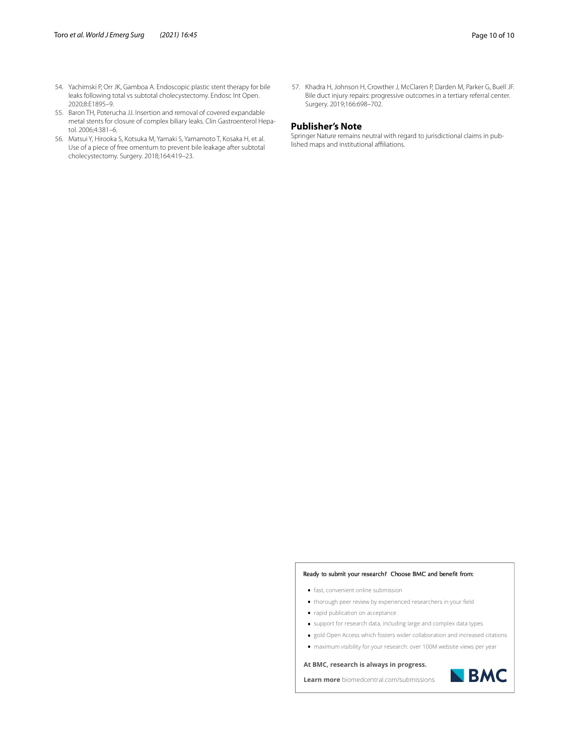54. Yachimski P, Orr JK, Gamboa A. Endoscopic plastic stent therapy for bile leaks following total vs subtotal cholecystectomy. Endosc Int Open. 2020;8:E1895–9.
55. Baron TH, Poterucha JJ. Insertion and removal of covered expandable metal stents for closure of complex biliary leaks. Clin Gastroenterol Hepatol. 2006;4:381–6.
56. Matsui Y, Hirooka S, Kotsuka M, Yamaki S, Yamamoto T, Kosaka H, et al. Use of a piece of free omentum to prevent bile leakage after subtotal cholecystectomy. Surgery. 2018;164:419–23.
57. Khadra H, Johnson H, Crowther J, McClaren P, Darden M, Parker G, Buell JF. Bile duct injury repairs: progressive outcomes in a tertiary referral center. Surgery. 2019;166:698–702.

## Publisher's Note

Springer Nature remains neutral with regard to jurisdictional claims in published maps and institutional affiliations.

Ready to submit your research? Choose BMC and benefit from:

- fast, convenient online submission
- thorough peer review by experienced researchers in your field
- rapid publication on acceptance
- support for research data, including large and complex data types
- gold Open Access which fosters wider collaboration and increased citations
- maximum visibility for your research: over 100M website views per year

**At BMC, research is always in progress.**

**Learn more** biomedcentral.com/submissions

BMC